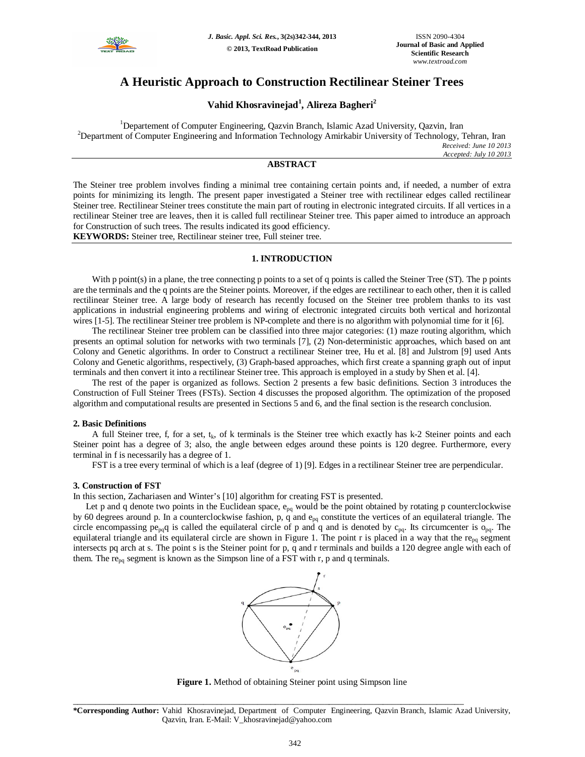# A Heuristic Approach to Construction Rectilinear Steiner Trees

**Vahid Khosravinejad[1], Alireza Bagheri[2]**

[1]Departement of Computer Engineering, Qazvin Branch, Islamic Azad University, Qazvin, Iran
[2]Department of Computer Engineering and Information Technology Amirkabir University of Technology, Tehran, Iran

*Received: June 10 2013*
*Accepted: July 10 2013*

## ABSTRACT

The Steiner tree problem involves finding a minimal tree containing certain points and, if needed, a number of extra points for minimizing its length. The present paper investigated a Steiner tree with rectilinear edges called rectilinear Steiner tree. Rectilinear Steiner trees constitute the main part of routing in electronic integrated circuits. If all vertices in a rectilinear Steiner tree are leaves, then it is called full rectilinear Steiner tree. This paper aimed to introduce an approach for Construction of such trees. The results indicated its good efficiency.

**KEYWORDS:** Steiner tree, Rectilinear steiner tree, Full steiner tree.

## 1. INTRODUCTION

With p point(s) in a plane, the tree connecting p points to a set of q points is called the Steiner Tree (ST). The p points are the terminals and the q points are the Steiner points. Moreover, if the edges are rectilinear to each other, then it is called rectilinear Steiner tree. A large body of research has recently focused on the Steiner tree problem thanks to its vast applications in industrial engineering problems and wiring of electronic integrated circuits both vertical and horizontal wires [1-5]. The rectilinear Steiner tree problem is NP-complete and there is no algorithm with polynomial time for it [6].

The rectilinear Steiner tree problem can be classified into three major categories: (1) maze routing algorithm, which presents an optimal solution for networks with two terminals [7], (2) Non-deterministic approaches, which based on ant Colony and Genetic algorithms. In order to Construct a rectilinear Steiner tree, Hu et al. [8] and Julstrom [9] used Ants Colony and Genetic algorithms, respectively, (3) Graph-based approaches, which first create a spanning graph out of input terminals and then convert it into a rectilinear Steiner tree. This approach is employed in a study by Shen et al. [4].

The rest of the paper is organized as follows. Section 2 presents a few basic definitions. Section 3 introduces the Construction of Full Steiner Trees (FSTs). Section 4 discusses the proposed algorithm. The optimization of the proposed algorithm and computational results are presented in Sections 5 and 6, and the final section is the research conclusion.

### 2. Basic Definitions

A full Steiner tree, f, for a set, $t_k$, of k terminals is the Steiner tree which exactly has k-2 Steiner points and each Steiner point has a degree of 3; also, the angle between edges around these points is 120 degree. Furthermore, every terminal in f is necessarily has a degree of 1.

FST is a tree every terminal of which is a leaf (degree of 1) [9]. Edges in a rectilinear Steiner tree are perpendicular.

### 3. Construction of FST

In this section, Zachariasen and Winter's [10] algorithm for creating FST is presented.

Let p and q denote two points in the Euclidean space, $e_{pq}$ would be the point obtained by rotating p counterclockwise by 60 degrees around p. In a counterclockwise fashion, p, q and $e_{pq}$ constitute the vertices of an equilateral triangle. The circle encompassing $pe_{pq}q$ is called the equilateral circle of p and q and is denoted by $c_{pq}$. Its circumcenter is $o_{pq}$. The equilateral triangle and its equilateral circle are shown in Figure 1. The point r is placed in a way that the $re_{pq}$ segment intersects pq arch at s. The point s is the Steiner point for p, q and r terminals and builds a 120 degree angle with each of them. The $re_{pq}$ segment is known as the Simpson line of a FST with r, p and q terminals.

**Figure 1.** Method of obtaining Steiner point using Simpson line

**\*Corresponding Author:** Vahid Khosravinejad, Department of Computer Engineering, Qazvin Branch, Islamic Azad University, Qazvin, Iran. E-Mail: V_khosravinejad@yahoo.com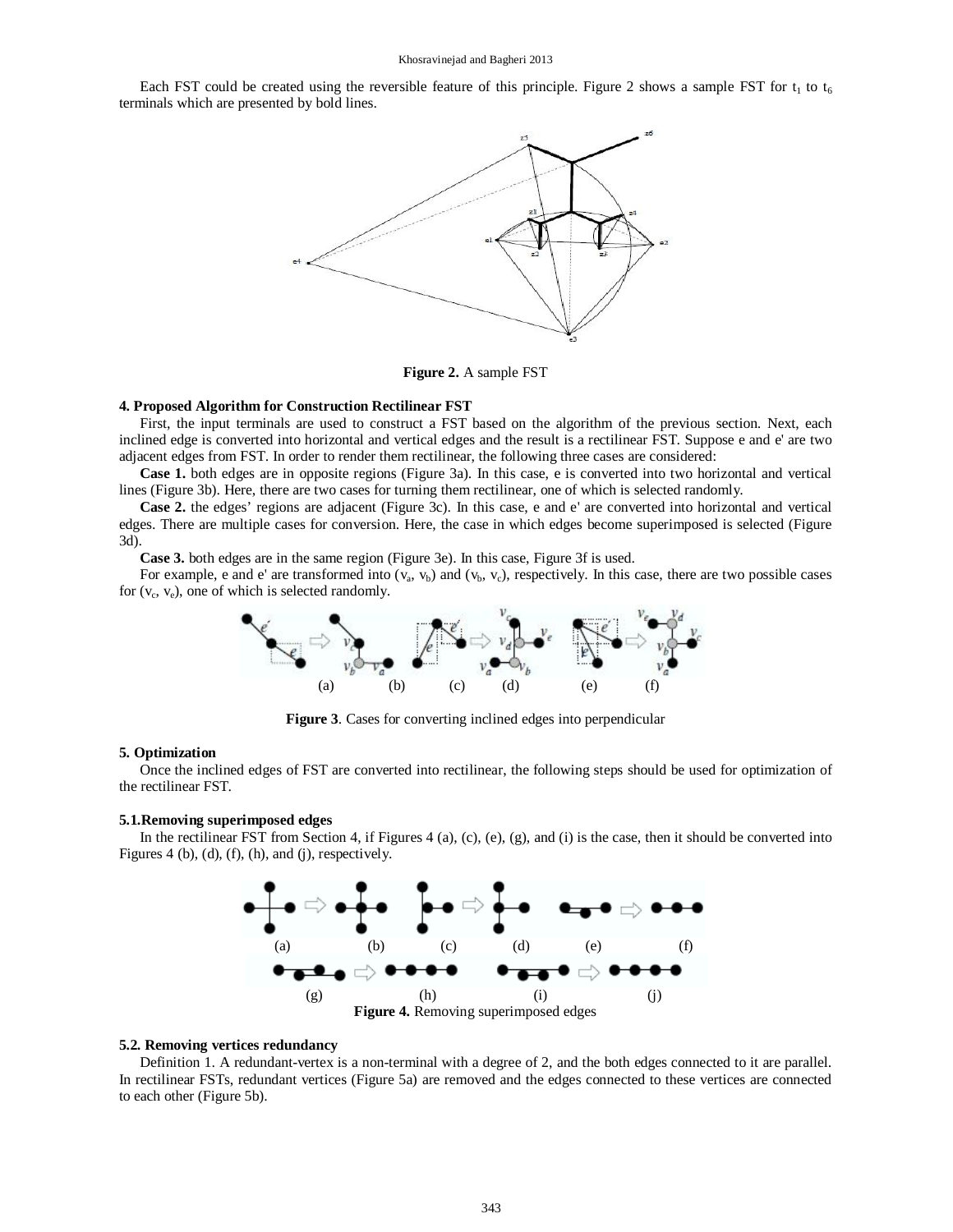Each FST could be created using the reversible feature of this principle. Figure 2 shows a sample FST for $t_1$ to $t_6$ terminals which are presented by bold lines.

**Figure 2.** A sample FST

#### 4. Proposed Algorithm for Construction Rectilinear FST

First, the input terminals are used to construct a FST based on the algorithm of the previous section. Next, each inclined edge is converted into horizontal and vertical edges and the result is a rectilinear FST. Suppose e and e' are two adjacent edges from FST. In order to render them rectilinear, the following three cases are considered:

**Case 1.** both edges are in opposite regions (Figure 3a). In this case, e is converted into two horizontal and vertical lines (Figure 3b). Here, there are two cases for turning them rectilinear, one of which is selected randomly.

**Case 2.** the edges' regions are adjacent (Figure 3c). In this case, e and e' are converted into horizontal and vertical edges. There are multiple cases for conversion. Here, the case in which edges become superimposed is selected (Figure 3d).

**Case 3.** both edges are in the same region (Figure 3e). In this case, Figure 3f is used.

For example, e and e' are transformed into ($v_a$, $v_b$) and ($v_b$, $v_c$), respectively. In this case, there are two possible cases for ($v_c$, $v_e$), one of which is selected randomly.

(a) (b) (c) (d) (e) (f)

**Figure 3**. Cases for converting inclined edges into perpendicular

#### 5. Optimization

Once the inclined edges of FST are converted into rectilinear, the following steps should be used for optimization of the rectilinear FST.

#### 5.1.Removing superimposed edges

In the rectilinear FST from Section 4, if Figures 4 (a), (c), (e), (g), and (i) is the case, then it should be converted into Figures 4 (b), (d), (f), (h), and (j), respectively.

(a) (b) (c) (d) (e) (f)

(g) (h) (i) (j)

**Figure 4.** Removing superimposed edges

#### 5.2. Removing vertices redundancy

Definition 1. A redundant-vertex is a non-terminal with a degree of 2, and the both edges connected to it are parallel. In rectilinear FSTs, redundant vertices (Figure 5a) are removed and the edges connected to these vertices are connected to each other (Figure 5b).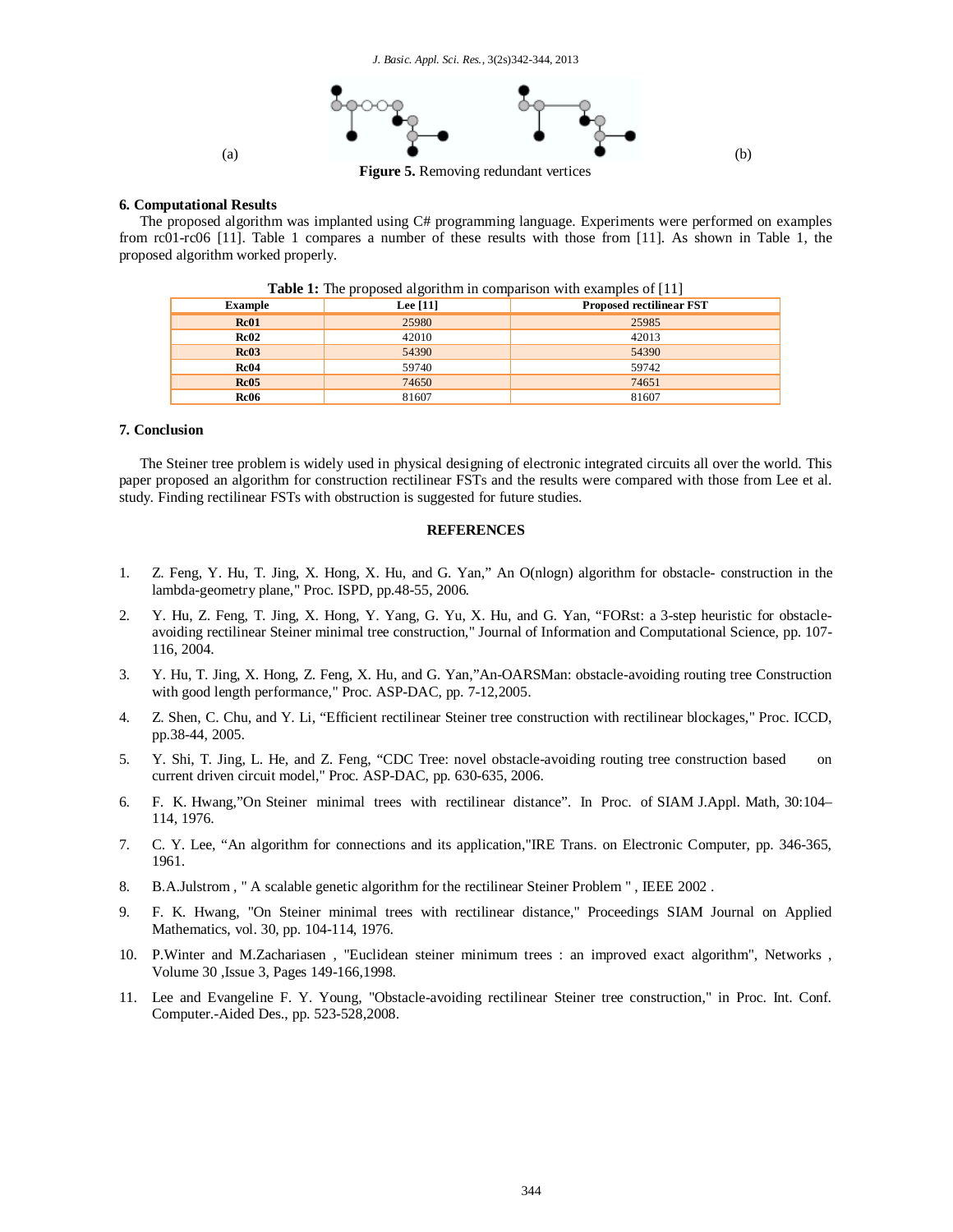(a) (b)

**Figure 5.** Removing redundant vertices

## 6. Computational Results

The proposed algorithm was implanted using C# programming language. Experiments were performed on examples from rc01-rc06 [11]. Table 1 compares a number of these results with those from [11]. As shown in Table 1, the proposed algorithm worked properly.

**Table 1:** The proposed algorithm in comparison with examples of [11]

| Example | Lee [11] | Proposed rectilinear FST |
|---|---|---|
| **Rc01** | 25980 | 25985 |
| **Rc02** | 42010 | 42013 |
| **Rc03** | 54390 | 54390 |
| **Rc04** | 59740 | 59742 |
| **Rc05** | 74650 | 74651 |
| **Rc06** | 81607 | 81607 |

## 7. Conclusion

The Steiner tree problem is widely used in physical designing of electronic integrated circuits all over the world. This paper proposed an algorithm for construction rectilinear FSTs and the results were compared with those from Lee et al. study. Finding rectilinear FSTs with obstruction is suggested for future studies.

## REFERENCES

1. Z. Feng, Y. Hu, T. Jing, X. Hong, X. Hu, and G. Yan," An O(nlogn) algorithm for obstacle- construction in the lambda-geometry plane," Proc. ISPD, pp.48-55, 2006.
2. Y. Hu, Z. Feng, T. Jing, X. Hong, Y. Yang, G. Yu, X. Hu, and G. Yan, "FORst: a 3-step heuristic for obstacle-avoiding rectilinear Steiner minimal tree construction," Journal of Information and Computational Science, pp. 107-116, 2004.
3. Y. Hu, T. Jing, X. Hong, Z. Feng, X. Hu, and G. Yan,"An-OARSMan: obstacle-avoiding routing tree Construction with good length performance," Proc. ASP-DAC, pp. 7-12,2005.
4. Z. Shen, C. Chu, and Y. Li, "Efficient rectilinear Steiner tree construction with rectilinear blockages," Proc. ICCD, pp.38-44, 2005.
5. Y. Shi, T. Jing, L. He, and Z. Feng, "CDC Tree: novel obstacle-avoiding routing tree construction based on current driven circuit model," Proc. ASP-DAC, pp. 630-635, 2006.
6. F. K. Hwang,"On Steiner minimal trees with rectilinear distance". In Proc. of SIAM J.Appl. Math, 30:104–114, 1976.
7. C. Y. Lee, "An algorithm for connections and its application,"IRE Trans. on Electronic Computer, pp. 346-365, 1961.
8. B.A.Julstrom , " A scalable genetic algorithm for the rectilinear Steiner Problem " , IEEE 2002 .
9. F. K. Hwang, "On Steiner minimal trees with rectilinear distance," Proceedings SIAM Journal on Applied Mathematics, vol. 30, pp. 104-114, 1976.
10. P.Winter and M.Zachariasen , "Euclidean steiner minimum trees : an improved exact algorithm", Networks , Volume 30 ,Issue 3, Pages 149-166,1998.
11. Lee and Evangeline F. Y. Young, "Obstacle-avoiding rectilinear Steiner tree construction," in Proc. Int. Conf. Computer.-Aided Des., pp. 523-528,2008.